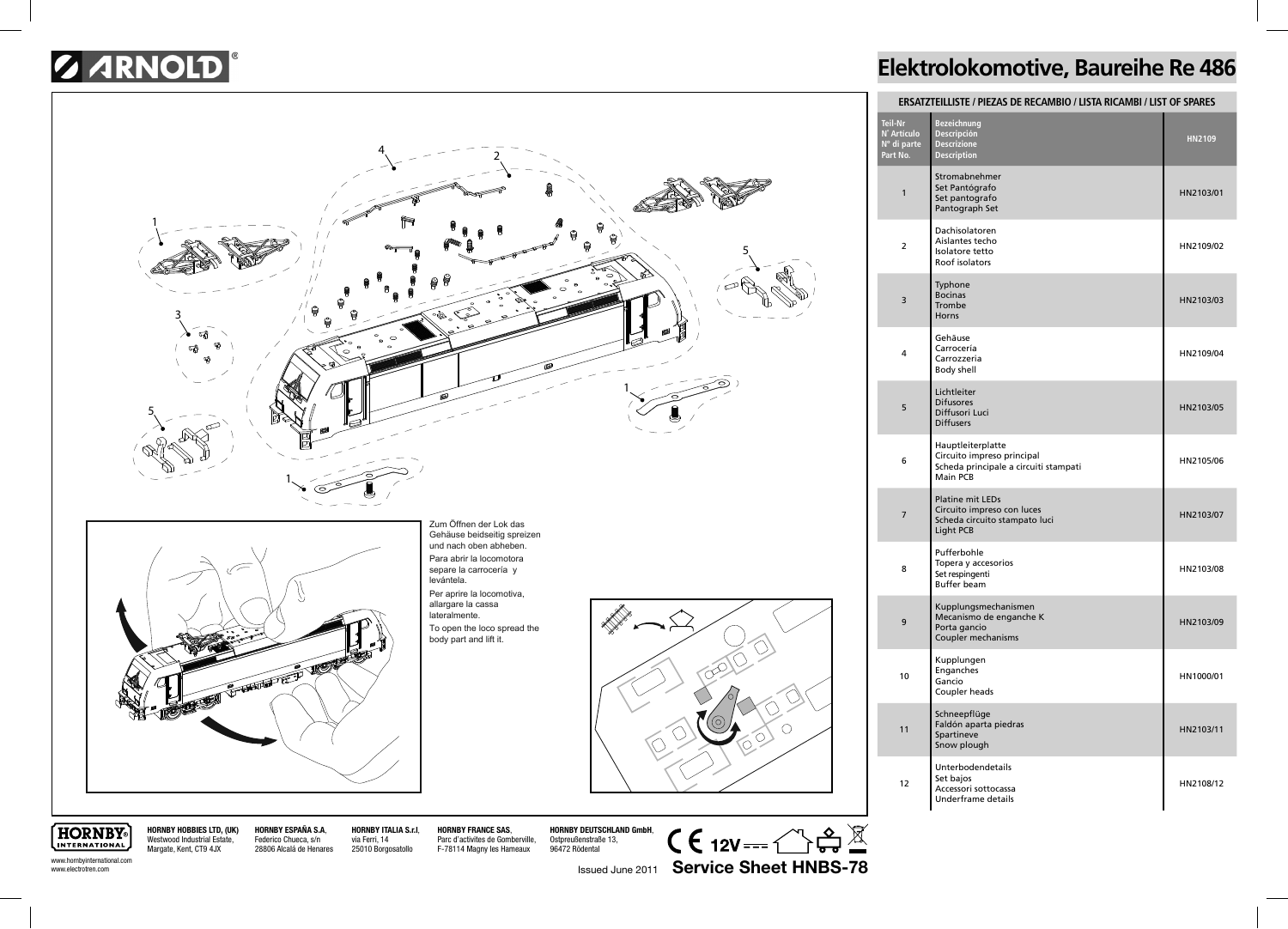ARNOLD

# Elektrolokomotive, Baureihe Re 486

## ERSATZTEILLISTE / PIEZAS DE RECAMBIO / LISTA RICAMBI / LIST OF SPARES

| Teil-Nr N˚ Articulo N° di parte Part No. | Bezeichnung Descripción Descrizione Description | HN2109 |
|---|---|---|
| 1 | Stromabnehmer Set Pantógrafo Set pantografo Pantograph Set | HN2103/01 |
| 2 | Dachisolatoren Aislantes techo Isolatore tetto Roof isolators | HN2109/02 |
| 3 | Typhone Bocinas Trombe Horns | HN2103/03 |
| 4 | Gehäuse Carrocería Carrozzeria Body shell | HN2109/04 |
| 5 | Lichtleiter Difusores Diffusori Luci Diffusers | HN2103/05 |
| 6 | Hauptleiterplatte Circuito impreso principal Scheda principale a circuiti stampati Main PCB | HN2105/06 |
| 7 | Platine mit LEDs Circuito impreso con luces Scheda circuito stampato luci Light PCB | HN2103/07 |
| 8 | Pufferbohle Topera y accesorios Set respingenti Buffer beam | HN2103/08 |
| 9 | Kupplungsmechanismen Mecanismo de enganche K Porta gancio Coupler mechanisms | HN2103/09 |
| 10 | Kupplungen Enganches Gancio Coupler heads | HN1000/01 |
| 11 | Schneepflüge Faldón aparta piedras Spartineve Snow plough | HN2103/11 |
| 12 | Unterbodendetails Set bajos Accessori sottocassa Underframe details | HN2108/12 |

Zum Öffnen der Lok das Gehäuse beidseitig spreizen und nach oben abheben.

Para abrir la locomotora separe la carrocería y levántela.

Per aprire la locomotiva, allargare la cassa lateralmente.

To open the loco spread the body part and lift it.

HORNBY INTERNATIONAL

www.hornbyinternational.com
www.electrotren.com

**HORNBY HOBBIES LTD, (UK)** Westwood Industrial Estate, Margate, Kent, CT9 4JX

**HORNBY ESPAÑA S.A.** Federico Chueca, s/n 28806 Alcalá de Henares

**HORNBY ITALIA S.r.l.** via Ferri, 14 25010 Borgosatollo

**HORNBY FRANCE SAS**, Parc d'activites de Gomberville, F-78114 Magny les Hameaux

**HORNBY DEUTSCHLAND GmbH**, Ostpreußenstraße 13, 96472 Rödental

CE 12V

Issued June 2011 **Service Sheet HNBS-78**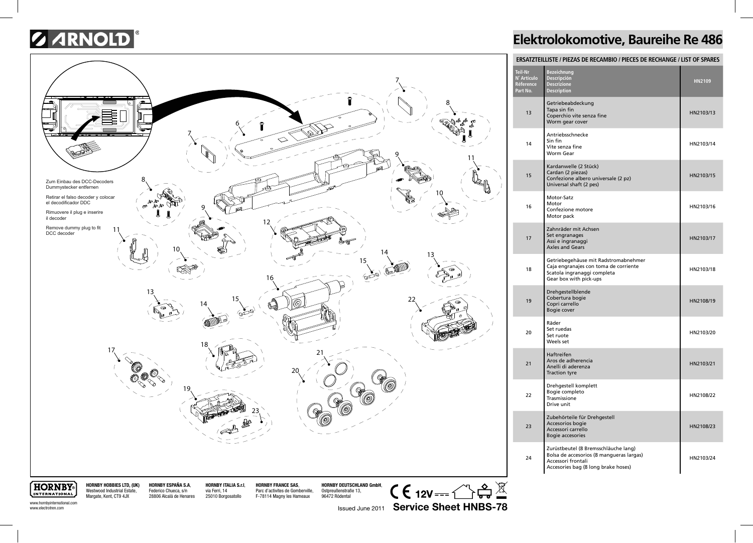# Elektrolokomotive, Baureihe Re 486

Zum Einbau des DCC-Decoders Dummystecker entfernen

Retirar el falso decoder y colocar el decodificador DDC

Rimuovere il plug e inserire il decoder

Remove dummy plug to fit DCC decoder

## ERSATZTEILLISTE / PIEZAS DE RECAMBIO / PIECES DE RECHANGE / LIST OF SPARES

| Teil-Nr N˚ Artículo Référence Part No. | Bezeichnung Descripción Descrizione Description | HN2109 |
|---|---|---|
| 13 | Getriebeabdeckung<br>Tapa sin fin<br>Coperchio vite senza fine<br>Worm gear cover | HN2103/13 |
| 14 | Antriebsschnecke<br>Sin fin<br>Vite senza fine<br>Worm Gear | HN2103/14 |
| 15 | Kardanwelle (2 Stück)<br>Cardan (2 piezas)<br>Confezione albero universale (2 pz)<br>Universal shaft (2 pes) | HN2103/15 |
| 16 | Motor-Satz<br>Motor<br>Confezione motore<br>Motor pack | HN2103/16 |
| 17 | Zahnräder mit Achsen<br>Set engranages<br>Assi e ingranaggi<br>Axles and Gears | HN2103/17 |
| 18 | Getriebegehäuse mit Radstromabnehmer<br>Caja engranajes con toma de corriente<br>Scatola ingranaggi completa<br>Gear box with pick-ups | HN2103/18 |
| 19 | Drehgestellblende<br>Cobertura bogie<br>Copri carrello<br>Bogie cover | HN2108/19 |
| 20 | Räder<br>Set ruedas<br>Set ruote<br>Weels set | HN2103/20 |
| 21 | Haftreifen<br>Aros de adherencia<br>Anelli di aderenza<br>Traction tyre | HN2103/21 |
| 22 | Drehgestell komplett<br>Bogie completo<br>Trasmissione<br>Drive unit | HN2108/22 |
| 23 | Zubehörteile für Drehgestell<br>Accesorios bogie<br>Accessori carrello<br>Bogie accesories | HN2108/23 |
| 24 | Zurüstbeutel (8 Bremsschläuche lang)<br>Bolsa de accesorios (8 mangueras largas)<br>Accessori frontali<br>Accesories bag (8 long brake hoses) | HN2103/24 |

**HORNBY HOBBIES LTD, (UK)**
Westwood Industrial Estate,
Margate, Kent, CT9 4JX

**HORNBY ESPAÑA S.A.**
Federico Chueca, s/n
28806 Alcalá de Henares

**HORNBY ITALIA S.r.l.**
via Ferri, 14
25010 Borgosatollo

**HORNBY FRANCE SAS**,
Parc d'activites de Gomberville,
F-78114 Magny les Hameaux

**HORNBY DEUTSCHLAND GmbH**,
Ostpreußenstraße 13,
96472 Rödental

www.hornbyinternational.com
www.electrotren.com

12V

Issued June 2011 **Service Sheet HNBS-78**